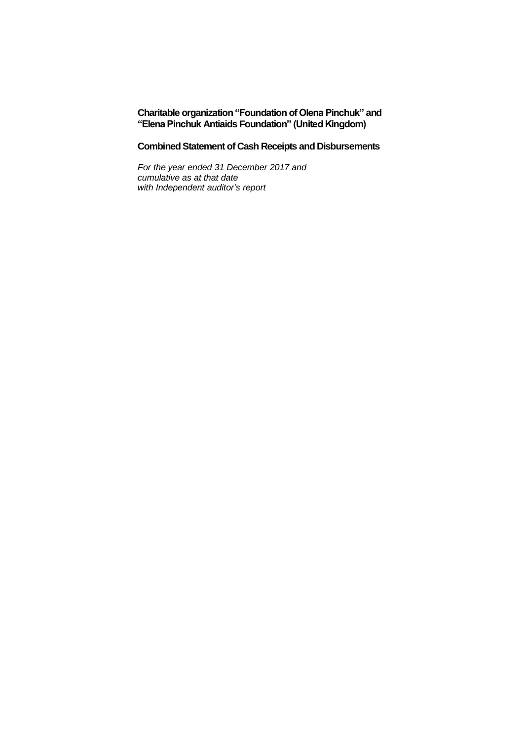# Charitable organization "Foundation of Olena Pinchuk" and "Elena Pinchuk Antiaids Foundation" (United Kingdom)

## Combined Statement of Cash Receipts and Disbursements

*For the year ended 31 December 2017 and*
*cumulative as at that date*
*with Independent auditor's report*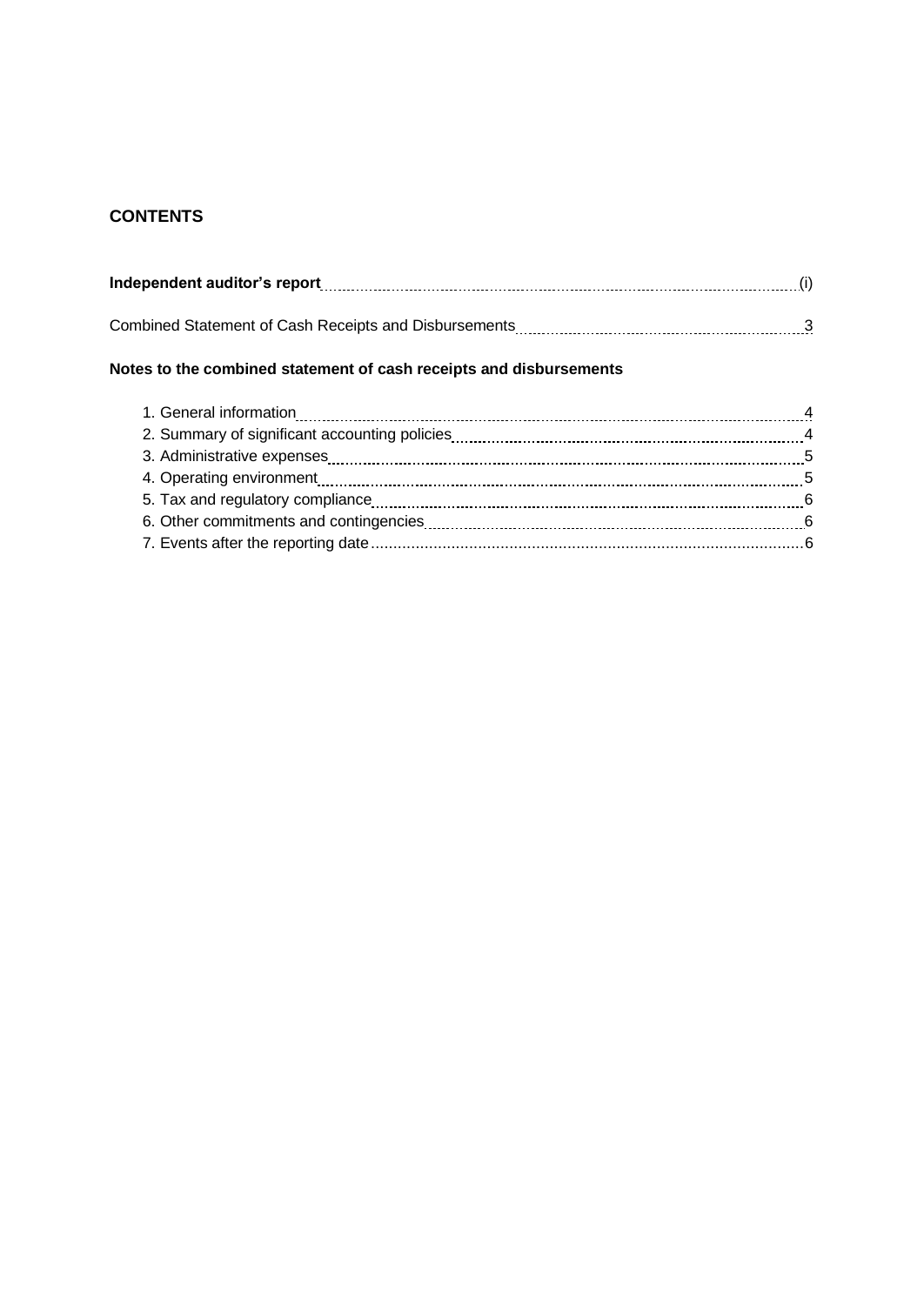## CONTENTS

| | |
|---|---|
| **Independent auditor's report** | (i) |
| Combined Statement of Cash Receipts and Disbursements | 3 |

**Notes to the combined statement of cash receipts and disbursements**

| | |
|---|---|
| 1. General information | 4 |
| 2. Summary of significant accounting policies | 4 |
| 3. Administrative expenses | 5 |
| 4. Operating environment | 5 |
| 5. Tax and regulatory compliance | 6 |
| 6. Other commitments and contingencies | 6 |
| 7. Events after the reporting date | 6 |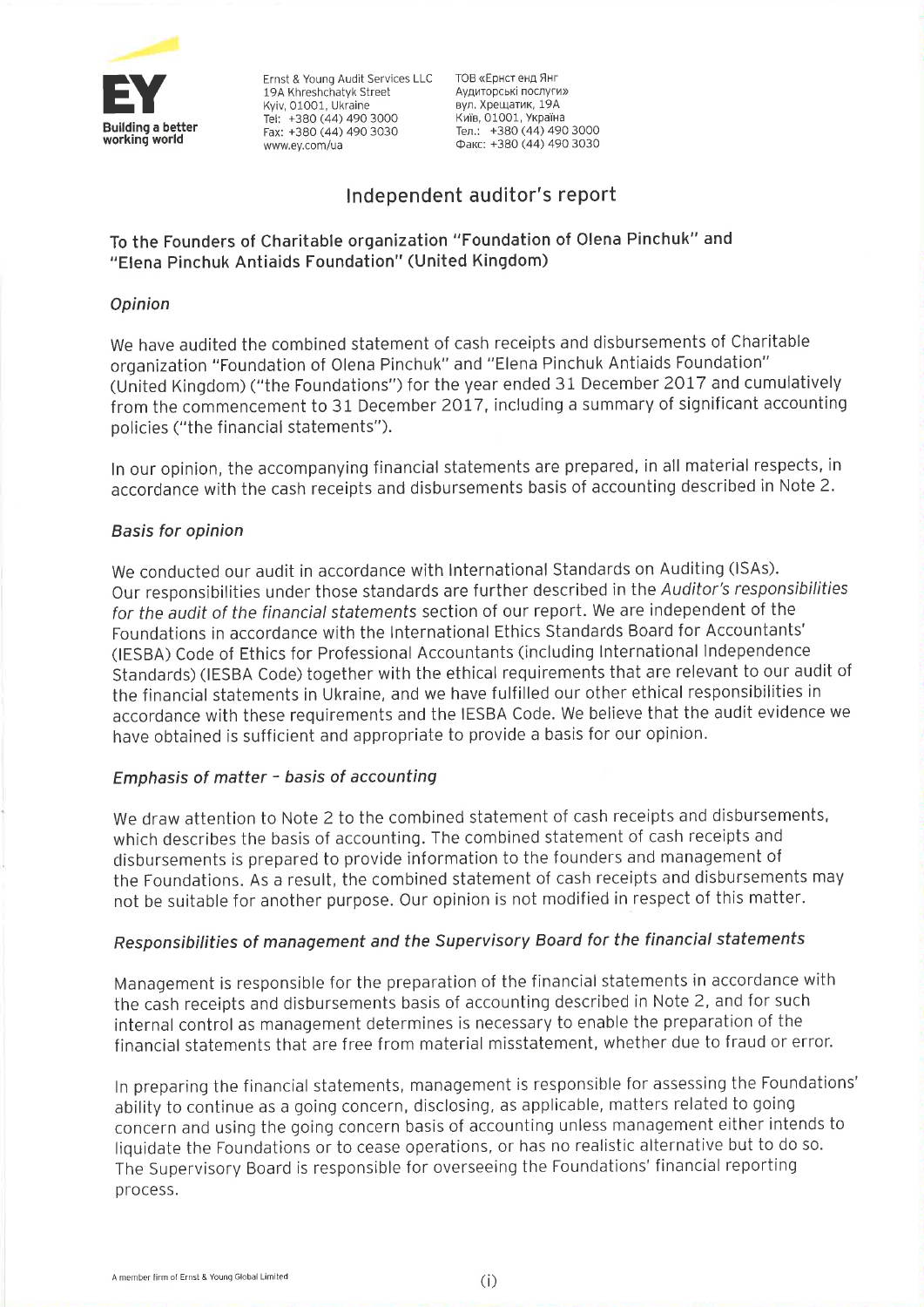Ernst & Young Audit Services LLC
19A Khreshchatyk Street
Kyiv, 01001, Ukraine
Tel: +380 (44) 490 3000
Fax: +380 (44) 490 3030
www.ey.com/ua

ТОВ «Ернст енд Янг
Аудиторські послуги»
вул. Хрещатик, 19А
Київ, 01001, Україна
Тел.: +380 (44) 490 3000
Факс: +380 (44) 490 3030

# Independent auditor's report

## To the Founders of Charitable organization "Foundation of Olena Pinchuk" and "Elena Pinchuk Antiaids Foundation" (United Kingdom)

### *Opinion*

We have audited the combined statement of cash receipts and disbursements of Charitable organization "Foundation of Olena Pinchuk" and "Elena Pinchuk Antiaids Foundation" (United Kingdom) ("the Foundations") for the year ended 31 December 2017 and cumulatively from the commencement to 31 December 2017, including a summary of significant accounting policies ("the financial statements").

In our opinion, the accompanying financial statements are prepared, in all material respects, in accordance with the cash receipts and disbursements basis of accounting described in Note 2.

### *Basis for opinion*

We conducted our audit in accordance with International Standards on Auditing (ISAs). Our responsibilities under those standards are further described in the *Auditor's responsibilities for the audit of the financial statements* section of our report. We are independent of the Foundations in accordance with the International Ethics Standards Board for Accountants' (IESBA) Code of Ethics for Professional Accountants (including International Independence Standards) (IESBA Code) together with the ethical requirements that are relevant to our audit of the financial statements in Ukraine, and we have fulfilled our other ethical responsibilities in accordance with these requirements and the IESBA Code. We believe that the audit evidence we have obtained is sufficient and appropriate to provide a basis for our opinion.

### *Emphasis of matter – basis of accounting*

We draw attention to Note 2 to the combined statement of cash receipts and disbursements, which describes the basis of accounting. The combined statement of cash receipts and disbursements is prepared to provide information to the founders and management of the Foundations. As a result, the combined statement of cash receipts and disbursements may not be suitable for another purpose. Our opinion is not modified in respect of this matter.

### *Responsibilities of management and the Supervisory Board for the financial statements*

Management is responsible for the preparation of the financial statements in accordance with the cash receipts and disbursements basis of accounting described in Note 2, and for such internal control as management determines is necessary to enable the preparation of the financial statements that are free from material misstatement, whether due to fraud or error.

In preparing the financial statements, management is responsible for assessing the Foundations' ability to continue as a going concern, disclosing, as applicable, matters related to going concern and using the going concern basis of accounting unless management either intends to liquidate the Foundations or to cease operations, or has no realistic alternative but to do so. The Supervisory Board is responsible for overseeing the Foundations' financial reporting process.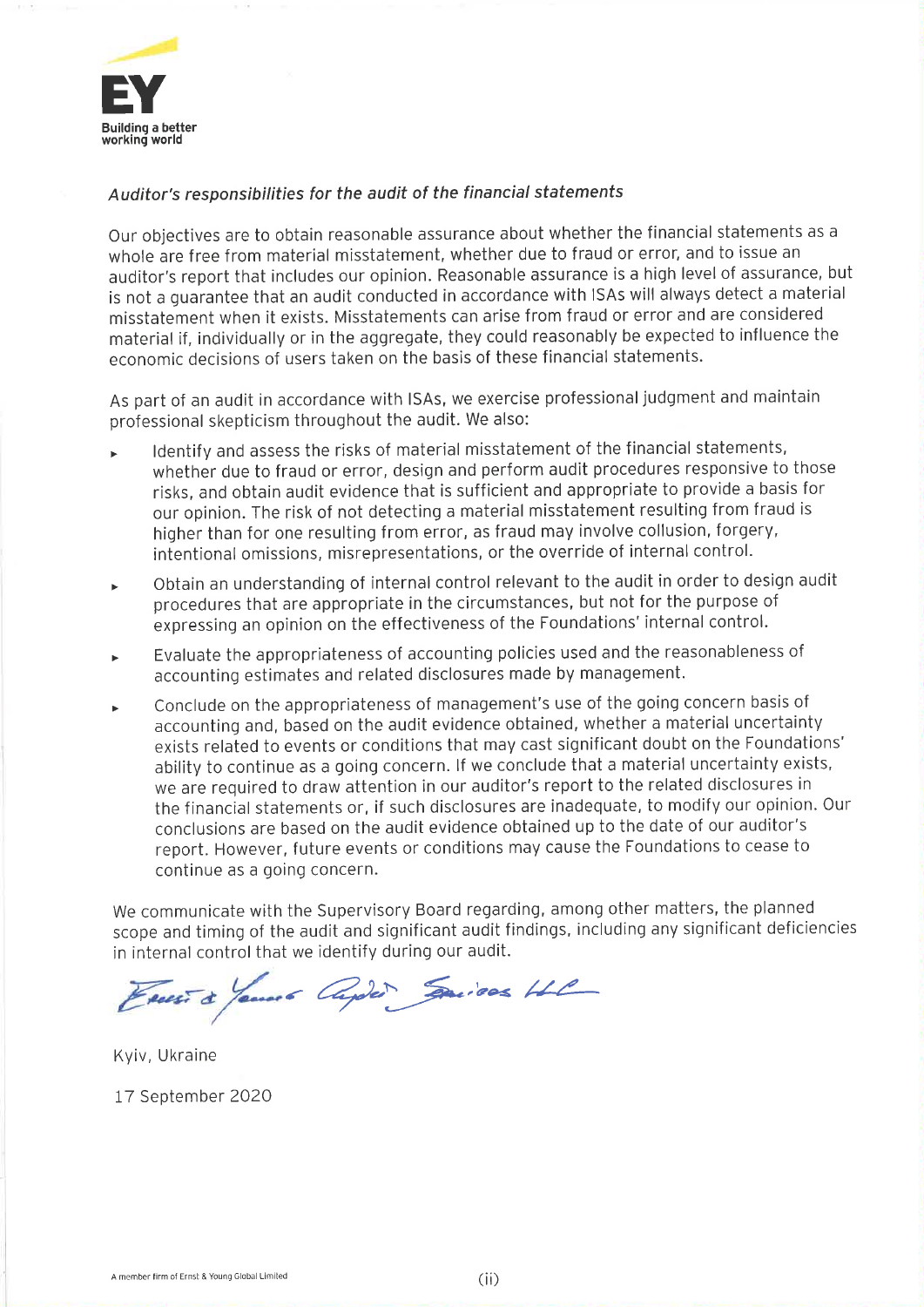### *Auditor's responsibilities for the audit of the financial statements*

Our objectives are to obtain reasonable assurance about whether the financial statements as a whole are free from material misstatement, whether due to fraud or error, and to issue an auditor's report that includes our opinion. Reasonable assurance is a high level of assurance, but is not a guarantee that an audit conducted in accordance with ISAs will always detect a material misstatement when it exists. Misstatements can arise from fraud or error and are considered material if, individually or in the aggregate, they could reasonably be expected to influence the economic decisions of users taken on the basis of these financial statements.

As part of an audit in accordance with ISAs, we exercise professional judgment and maintain professional skepticism throughout the audit. We also:

- Identify and assess the risks of material misstatement of the financial statements, whether due to fraud or error, design and perform audit procedures responsive to those risks, and obtain audit evidence that is sufficient and appropriate to provide a basis for our opinion. The risk of not detecting a material misstatement resulting from fraud is higher than for one resulting from error, as fraud may involve collusion, forgery, intentional omissions, misrepresentations, or the override of internal control.
- Obtain an understanding of internal control relevant to the audit in order to design audit procedures that are appropriate in the circumstances, but not for the purpose of expressing an opinion on the effectiveness of the Foundations' internal control.
- Evaluate the appropriateness of accounting policies used and the reasonableness of accounting estimates and related disclosures made by management.
- Conclude on the appropriateness of management's use of the going concern basis of accounting and, based on the audit evidence obtained, whether a material uncertainty exists related to events or conditions that may cast significant doubt on the Foundations' ability to continue as a going concern. If we conclude that a material uncertainty exists, we are required to draw attention in our auditor's report to the related disclosures in the financial statements or, if such disclosures are inadequate, to modify our opinion. Our conclusions are based on the audit evidence obtained up to the date of our auditor's report. However, future events or conditions may cause the Foundations to cease to continue as a going concern.

We communicate with the Supervisory Board regarding, among other matters, the planned scope and timing of the audit and significant audit findings, including any significant deficiencies in internal control that we identify during our audit.

Ernst & Young Audit Services LLC

Kyiv, Ukraine

17 September 2020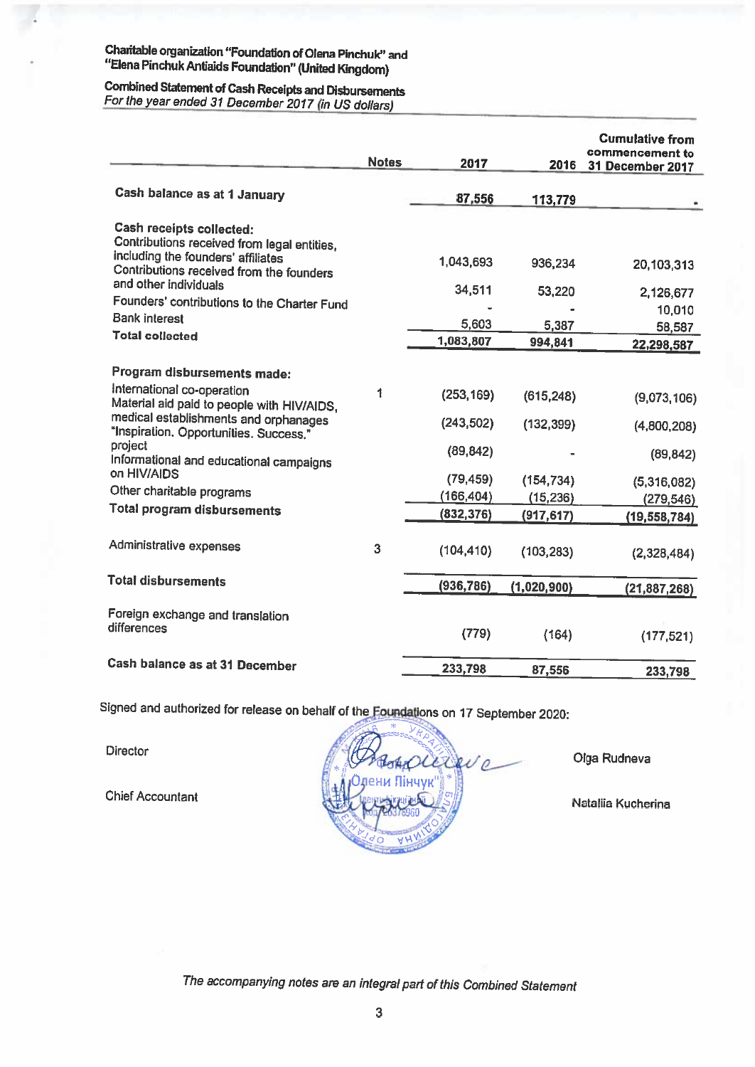Charitable organization "Foundation of Olena Pinchuk" and "Elena Pinchuk Antiaids Foundation" (United Kingdom)

**Combined Statement of Cash Receipts and Disbursements**
*For the year ended 31 December 2017 (in US dollars)*

| | Notes | 2017 | 2016 | Cumulative from commencement to 31 December 2017 |
|---|---|---|---|---|
| **Cash balance as at 1 January** | | 87,556 | 113,779 | - |
| **Cash receipts collected:** | | | | |
| Contributions received from legal entities, including the founders' affiliates | | 1,043,693 | 936,234 | 20,103,313 |
| Contributions received from the founders and other individuals | | 34,511 | 53,220 | 2,126,677 |
| Founders' contributions to the Charter Fund | | - | - | 10,010 |
| Bank interest | | 5,603 | 5,387 | 58,587 |
| **Total collected** | | 1,083,807 | 994,841 | 22,298,587 |
| **Program disbursements made:** | | | | |
| International co-operation | 1 | (253,169) | (615,248) | (9,073,106) |
| Material aid paid to people with HIV/AIDS, medical establishments and orphanages | | (243,502) | (132,399) | (4,800,208) |
| "Inspiration. Opportunities. Success." project | | (89,842) | - | (89,842) |
| Informational and educational campaigns on HIV/AIDS | | (79,459) | (154,734) | (5,316,082) |
| Other charitable programs | | (166,404) | (15,236) | (279,546) |
| **Total program disbursements** | | (832,376) | (917,617) | (19,558,784) |
| Administrative expenses | 3 | (104,410) | (103,283) | (2,328,484) |
| **Total disbursements** | | (936,786) | (1,020,900) | (21,887,268) |
| Foreign exchange and translation differences | | (779) | (164) | (177,521) |
| **Cash balance as at 31 December** | | 233,798 | 87,556 | 233,798 |

Signed and authorized for release on behalf of the Foundations on 17 September 2020:

Director — Olga Rudneva

Chief Accountant — Nataliia Kucherina

*The accompanying notes are an integral part of this Combined Statement*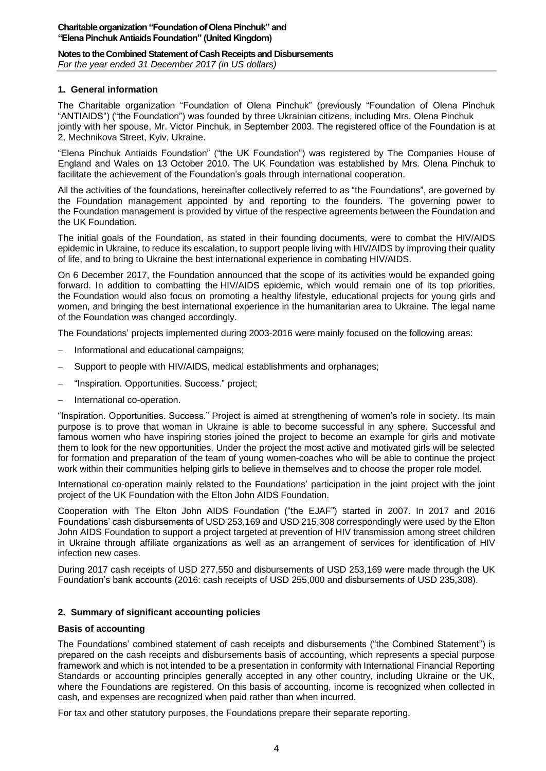## 1. General information

The Charitable organization "Foundation of Olena Pinchuk" (previously "Foundation of Olena Pinchuk "ANTIAIDS") ("the Foundation") was founded by three Ukrainian citizens, including Mrs. Olena Pinchuk jointly with her spouse, Mr. Victor Pinchuk, in September 2003. The registered office of the Foundation is at 2, Mechnikova Street, Kyiv, Ukraine.

"Elena Pinchuk Antiaids Foundation" ("the UK Foundation") was registered by The Companies House of England and Wales on 13 October 2010. The UK Foundation was established by Mrs. Olena Pinchuk to facilitate the achievement of the Foundation's goals through international cooperation.

All the activities of the foundations, hereinafter collectively referred to as "the Foundations", are governed by the Foundation management appointed by and reporting to the founders. The governing power to the Foundation management is provided by virtue of the respective agreements between the Foundation and the UK Foundation.

The initial goals of the Foundation, as stated in their founding documents, were to combat the HIV/AIDS epidemic in Ukraine, to reduce its escalation, to support people living with HIV/AIDS by improving their quality of life, and to bring to Ukraine the best international experience in combating HIV/AIDS.

On 6 December 2017, the Foundation announced that the scope of its activities would be expanded going forward. In addition to combatting the HIV/AIDS epidemic, which would remain one of its top priorities, the Foundation would also focus on promoting a healthy lifestyle, educational projects for young girls and women, and bringing the best international experience in the humanitarian area to Ukraine. The legal name of the Foundation was changed accordingly.

The Foundations' projects implemented during 2003-2016 were mainly focused on the following areas:

- Informational and educational campaigns;
- Support to people with HIV/AIDS, medical establishments and orphanages;
- "Inspiration. Opportunities. Success." project;
- International co-operation.

"Inspiration. Opportunities. Success." Project is aimed at strengthening of women's role in society. Its main purpose is to prove that woman in Ukraine is able to become successful in any sphere. Successful and famous women who have inspiring stories joined the project to become an example for girls and motivate them to look for the new opportunities. Under the project the most active and motivated girls will be selected for formation and preparation of the team of young women-coaches who will be able to continue the project work within their communities helping girls to believe in themselves and to choose the proper role model.

International co-operation mainly related to the Foundations' participation in the joint project with the joint project of the UK Foundation with the Elton John AIDS Foundation.

Cooperation with The Elton John AIDS Foundation ("the EJAF") started in 2007. In 2017 and 2016 Foundations' cash disbursements of USD 253,169 and USD 215,308 correspondingly were used by the Elton John AIDS Foundation to support a project targeted at prevention of HIV transmission among street children in Ukraine through affiliate organizations as well as an arrangement of services for identification of HIV infection new cases.

During 2017 cash receipts of USD 277,550 and disbursements of USD 253,169 were made through the UK Foundation's bank accounts (2016: cash receipts of USD 255,000 and disbursements of USD 235,308).

## 2. Summary of significant accounting policies

### Basis of accounting

The Foundations' combined statement of cash receipts and disbursements ("the Combined Statement") is prepared on the cash receipts and disbursements basis of accounting, which represents a special purpose framework and which is not intended to be a presentation in conformity with International Financial Reporting Standards or accounting principles generally accepted in any other country, including Ukraine or the UK, where the Foundations are registered. On this basis of accounting, income is recognized when collected in cash, and expenses are recognized when paid rather than when incurred.

For tax and other statutory purposes, the Foundations prepare their separate reporting.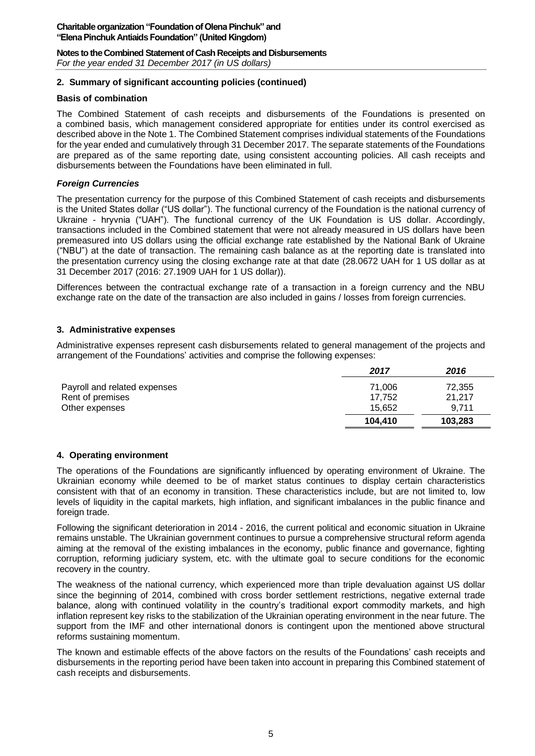## 2. Summary of significant accounting policies (continued)

### Basis of combination

The Combined Statement of cash receipts and disbursements of the Foundations is presented on a combined basis, which management considered appropriate for entities under its control exercised as described above in the Note 1. The Combined Statement comprises individual statements of the Foundations for the year ended and cumulatively through 31 December 2017. The separate statements of the Foundations are prepared as of the same reporting date, using consistent accounting policies. All cash receipts and disbursements between the Foundations have been eliminated in full.

### *Foreign Currencies*

The presentation currency for the purpose of this Combined Statement of cash receipts and disbursements is the United States dollar ("US dollar"). The functional currency of the Foundation is the national currency of Ukraine - hryvnia ("UAH"). The functional currency of the UK Foundation is US dollar. Accordingly, transactions included in the Combined statement that were not already measured in US dollars have been premeasured into US dollars using the official exchange rate established by the National Bank of Ukraine ("NBU") at the date of transaction. The remaining cash balance as at the reporting date is translated into the presentation currency using the closing exchange rate at that date (28.0672 UAH for 1 US dollar as at 31 December 2017 (2016: 27.1909 UAH for 1 US dollar)).

Differences between the contractual exchange rate of a transaction in a foreign currency and the NBU exchange rate on the date of the transaction are also included in gains / losses from foreign currencies.

## 3. Administrative expenses

Administrative expenses represent cash disbursements related to general management of the projects and arrangement of the Foundations' activities and comprise the following expenses:

| | *2017* | *2016* |
|---|---|---|
| Payroll and related expenses | 71,006 | 72,355 |
| Rent of premises | 17,752 | 21,217 |
| Other expenses | 15,652 | 9,711 |
| | **104,410** | **103,283** |

## 4. Operating environment

The operations of the Foundations are significantly influenced by operating environment of Ukraine. The Ukrainian economy while deemed to be of market status continues to display certain characteristics consistent with that of an economy in transition. These characteristics include, but are not limited to, low levels of liquidity in the capital markets, high inflation, and significant imbalances in the public finance and foreign trade.

Following the significant deterioration in 2014 - 2016, the current political and economic situation in Ukraine remains unstable. The Ukrainian government continues to pursue a comprehensive structural reform agenda aiming at the removal of the existing imbalances in the economy, public finance and governance, fighting corruption, reforming judiciary system, etc. with the ultimate goal to secure conditions for the economic recovery in the country.

The weakness of the national currency, which experienced more than triple devaluation against US dollar since the beginning of 2014, combined with cross border settlement restrictions, negative external trade balance, along with continued volatility in the country's traditional export commodity markets, and high inflation represent key risks to the stabilization of the Ukrainian operating environment in the near future. The support from the IMF and other international donors is contingent upon the mentioned above structural reforms sustaining momentum.

The known and estimable effects of the above factors on the results of the Foundations' cash receipts and disbursements in the reporting period have been taken into account in preparing this Combined statement of cash receipts and disbursements.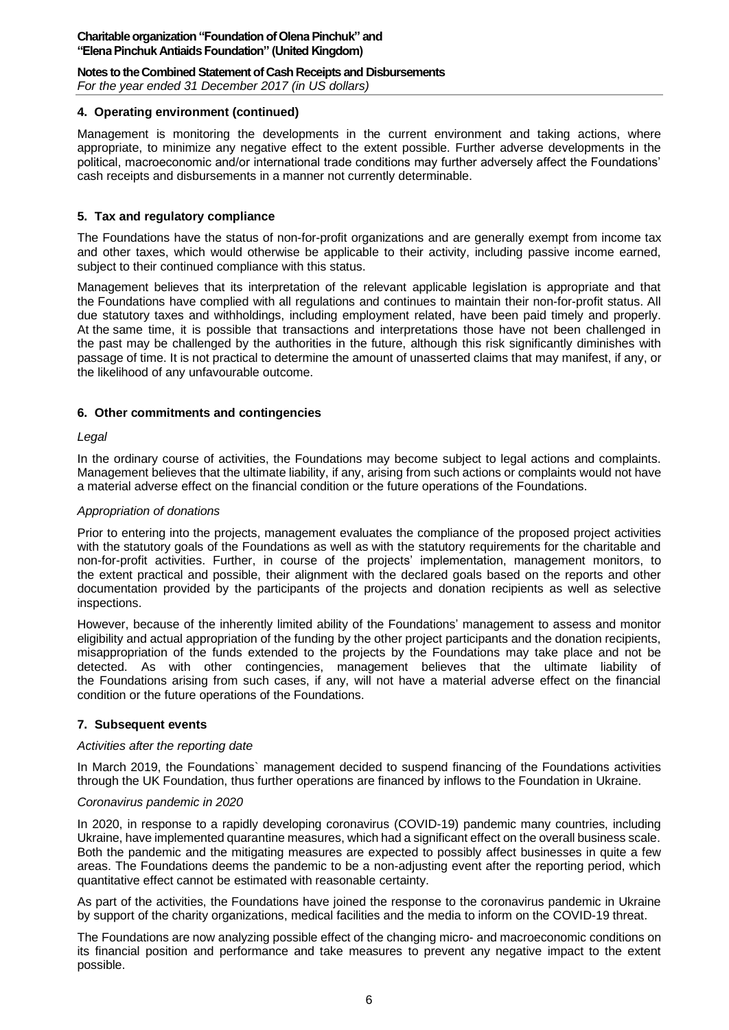## 4. Operating environment (continued)

Management is monitoring the developments in the current environment and taking actions, where appropriate, to minimize any negative effect to the extent possible. Further adverse developments in the political, macroeconomic and/or international trade conditions may further adversely affect the Foundations' cash receipts and disbursements in a manner not currently determinable.

## 5. Tax and regulatory compliance

The Foundations have the status of non-for-profit organizations and are generally exempt from income tax and other taxes, which would otherwise be applicable to their activity, including passive income earned, subject to their continued compliance with this status.

Management believes that its interpretation of the relevant applicable legislation is appropriate and that the Foundations have complied with all regulations and continues to maintain their non-for-profit status. All due statutory taxes and withholdings, including employment related, have been paid timely and properly. At the same time, it is possible that transactions and interpretations those have not been challenged in the past may be challenged by the authorities in the future, although this risk significantly diminishes with passage of time. It is not practical to determine the amount of unasserted claims that may manifest, if any, or the likelihood of any unfavourable outcome.

## 6. Other commitments and contingencies

*Legal*

In the ordinary course of activities, the Foundations may become subject to legal actions and complaints. Management believes that the ultimate liability, if any, arising from such actions or complaints would not have a material adverse effect on the financial condition or the future operations of the Foundations.

*Appropriation of donations*

Prior to entering into the projects, management evaluates the compliance of the proposed project activities with the statutory goals of the Foundations as well as with the statutory requirements for the charitable and non-for-profit activities. Further, in course of the projects' implementation, management monitors, to the extent practical and possible, their alignment with the declared goals based on the reports and other documentation provided by the participants of the projects and donation recipients as well as selective inspections.

However, because of the inherently limited ability of the Foundations' management to assess and monitor eligibility and actual appropriation of the funding by the other project participants and the donation recipients, misappropriation of the funds extended to the projects by the Foundations may take place and not be detected. As with other contingencies, management believes that the ultimate liability of the Foundations arising from such cases, if any, will not have a material adverse effect on the financial condition or the future operations of the Foundations.

## 7. Subsequent events

*Activities after the reporting date*

In March 2019, the Foundations` management decided to suspend financing of the Foundations activities through the UK Foundation, thus further operations are financed by inflows to the Foundation in Ukraine.

*Coronavirus pandemic in 2020*

In 2020, in response to a rapidly developing coronavirus (COVID-19) pandemic many countries, including Ukraine, have implemented quarantine measures, which had a significant effect on the overall business scale. Both the pandemic and the mitigating measures are expected to possibly affect businesses in quite a few areas. The Foundations deems the pandemic to be a non-adjusting event after the reporting period, which quantitative effect cannot be estimated with reasonable certainty.

As part of the activities, the Foundations have joined the response to the coronavirus pandemic in Ukraine by support of the charity organizations, medical facilities and the media to inform on the COVID-19 threat.

The Foundations are now analyzing possible effect of the changing micro- and macroeconomic conditions on its financial position and performance and take measures to prevent any negative impact to the extent possible.